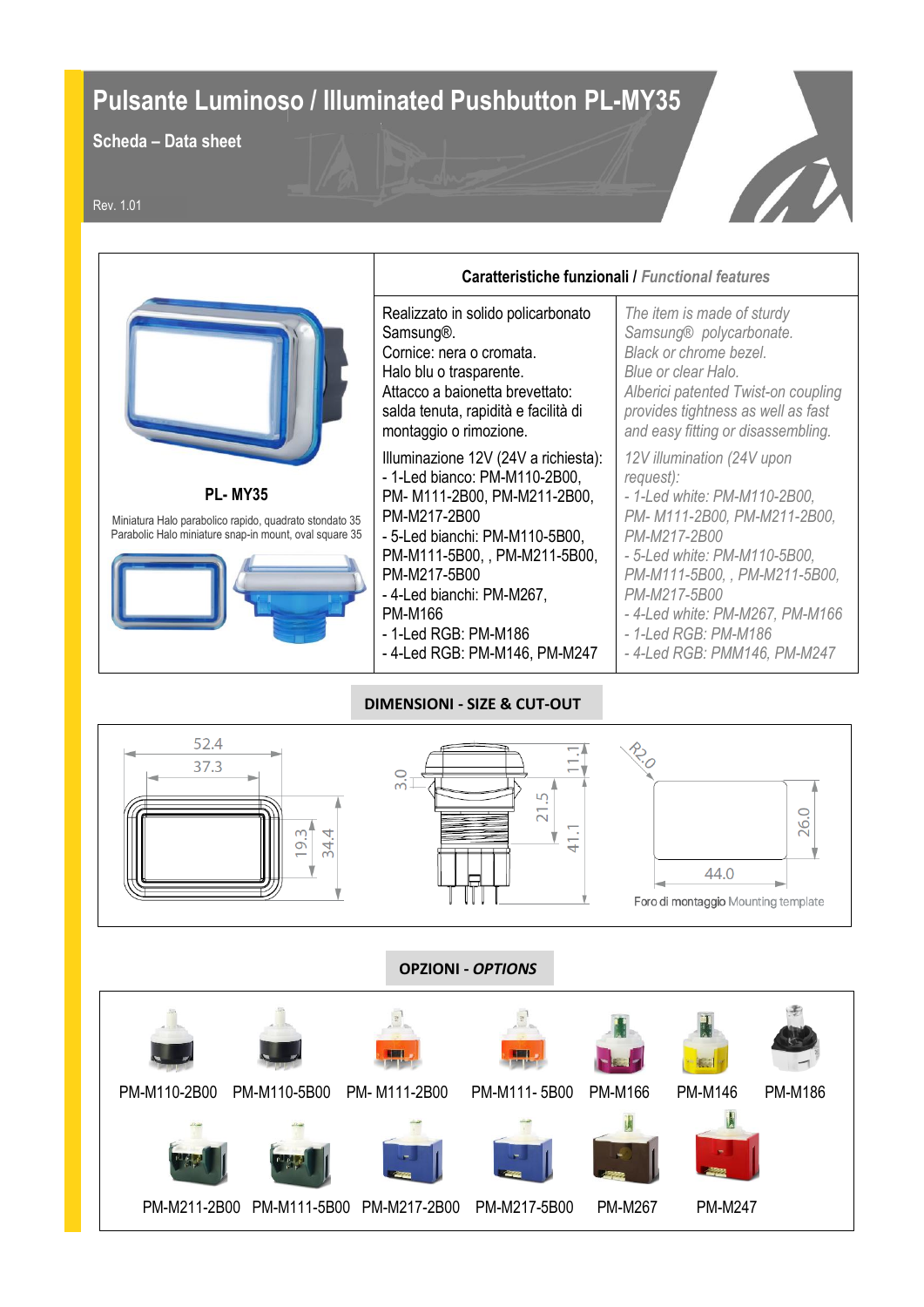# Pulsante Luminoso / Illuminated Pushbutton PL-MY35

**Scheda – Data sheet**

Rev. 1.01

| | Caratteristiche funzionali / *Functional features* | |
|---|---|---|
| **PL- MY35**<br>Miniatura Halo parabolico rapido, quadrato stondato 35<br>Parabolic Halo miniature snap-in mount, oval square 35 | Realizzato in solido policarbonato Samsung®.<br>Cornice: nera o cromata.<br>Halo blu o trasparente.<br>Attacco a baionetta brevettato: salda tenuta, rapidità e facilità di montaggio o rimozione.<br><br>Illuminazione 12V (24V a richiesta):<br>- 1-Led bianco: PM-M110-2B00, PM- M111-2B00, PM-M211-2B00, PM-M217-2B00<br>- 5-Led bianchi: PM-M110-5B00, PM-M111-5B00, , PM-M211-5B00, PM-M217-5B00<br>- 4-Led bianchi: PM-M267, PM-M166<br>- 1-Led RGB: PM-M186<br>- 4-Led RGB: PM-M146, PM-M247 | *The item is made of sturdy Samsung® polycarbonate.*<br>*Black or chrome bezel.*<br>*Blue or clear Halo.*<br>*Alberici patented Twist-on coupling provides tightness as well as fast and easy fitting or disassembling.*<br><br>*12V illumination (24V upon request):*<br>*- 1-Led white: PM-M110-2B00, PM- M111-2B00, PM-M211-2B00, PM-M217-2B00*<br>*- 5-Led white: PM-M110-5B00, PM-M111-5B00, , PM-M211-5B00, PM-M217-5B00*<br>*- 4-Led white: PM-M267, PM-M166*<br>*- 1-Led RGB: PM-M186*<br>*- 4-Led RGB: PMM146, PM-M247* |

## DIMENSIONI - SIZE & CUT-OUT

52.4
37.3
19.3
34.4
3.0
11.1
21.5
41.1
R2.0
26.0
44.0

Foro di montaggio Mounting template

## OPZIONI - *OPTIONS*

PM-M110-2B00 PM-M110-5B00 PM- M111-2B00 PM-M111- 5B00 PM-M166 PM-M146 PM-M186

PM-M211-2B00 PM-M111-5B00 PM-M217-2B00 PM-M217-5B00 PM-M267 PM-M247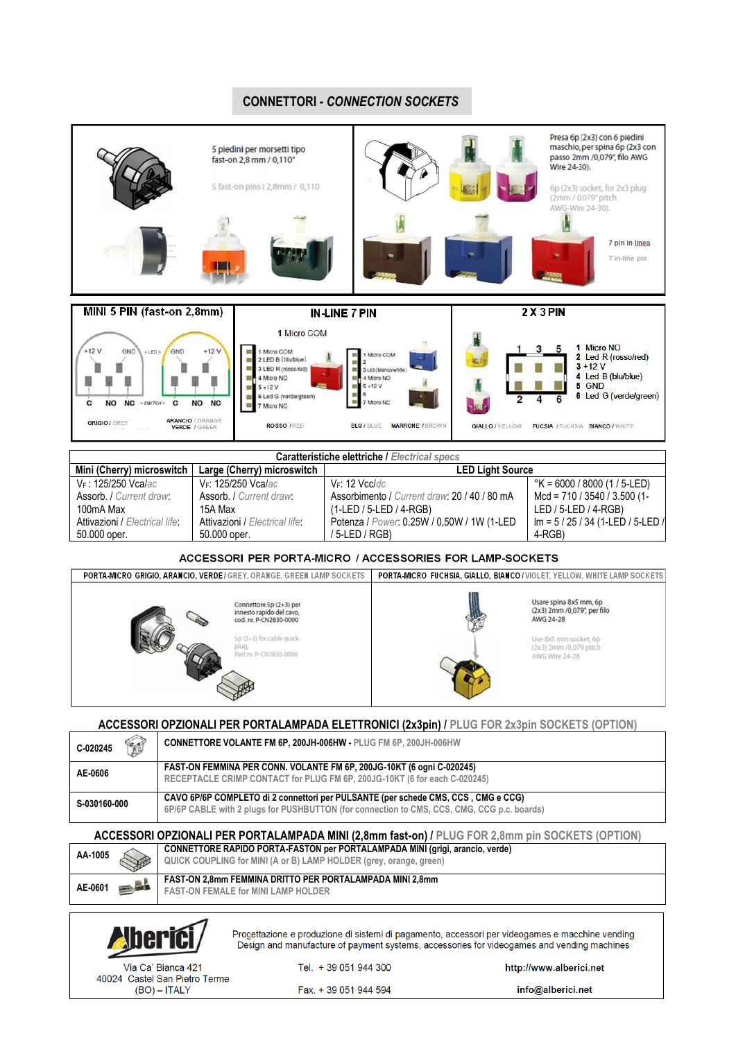# CONNETTORI - *CONNECTION SOCKETS*

5 piedini per morsetti tipo fast-on 2,8 mm / 0,110"

5 fast-on pins (2,8mm / 0,110

Presa 6p (2x3) con 6 piedini maschio, per spina 6p (2x3 con passo 2mm /0,079", filo AWG Wire 24-30).

6p (2x3) socket, for 2x3 plug (2mm / 0,079" pitch AWG-Wire 24-30).

7 pin in linea

7 in-line pin

## MINI 5 PIN (fast-on 2,8mm)

+12 V · GND · < LED > · GND · +12 V

C · NO · NC · < SWITCH > · C · NO · NC

GRIGIO / GREY · ARANCIO / ORANGE · VERDE / GREEN

## IN-LINE 7 PIN

1 Micro COM

1 Micro COM
2 LED B (blu/blue)
3 LED R (rosso/red)
4 Micro NO
5 +12 V
6 Led G (verde/green)
7 Micro NC

1 Micro COM
2
3 LED (bianco/white)
4 Micro NO
5 +12 V
6
7 Micro NC

ROSSO / RED · BLU / BLUE · MARRONE / BROWN

## 2 X 3 PIN

1 3 5
2 4 6

1 Micro NO
2 Led R (rosso/red)
3 +12 V
4 Led B (blu/blue)
5 GND
6 Led G (verde/green)

GIALLO / YELLOW · FUCSIA / FUCHSIA · BIANCO / WHITE

| Caratteristiche elettriche / *Electrical specs* | | | |
|---|---|---|---|
| **Mini (Cherry) microswitch** | **Large (Cherry) microswitch** | **LED Light Source** | |
| $V_F$: 125/250 Vca/*ac*<br>Assorb. / *Current draw*:<br>100mA Max<br>Attivazioni / *Electrical life*:<br>50.000 oper. | $V_F$: 125/250 Vca/*ac*<br>Assorb. / *Current draw*:<br>15A Max<br>Attivazioni / *Electrical life*:<br>50.000 oper. | $V_F$: 12 Vcc/*dc*<br>Assorbimento / *Current draw*: 20 / 40 / 80 mA (1-LED / 5-LED / 4-RGB)<br>Potenza / *Power*: 0.25W / 0,50W / 1W (1-LED / 5-LED / RGB) | °K = 6000 / 8000 (1 / 5-LED)<br>Mcd = 710 / 3540 / 3.500 (1-LED / 5-LED / 4-RGB)<br>lm = 5 / 25 / 34 (1-LED / 5-LED / 4-RGB) |

## ACCESSORI PER PORTA-MICRO / ACCESSORIES FOR LAMP-SOCKETS

| PORTA-MICRO GRIGIO, ARANCIO, VERDE / GREY, ORANGE, GREEN LAMP SOCKETS | PORTA-MICRO FUCHSIA, GIALLO, BIANCO / VIOLET, YELLOW, WHITE LAMP SOCKETS |
|---|---|
| Connettore 5p (2+3) per innesto rapido del cavo, cod. nr. P-CN2830-0000<br>5p (2+3) for cable quick-plug, Part nr. P-CN2830-0000 | Usare spina 8x5 mm, 6p (2x3) 2mm /0,079", per filo AWG 24-28<br>Use 8x5 mm socket, 6p (2x3) 2mm /0,079 pitch AWG Wire 24-28 |

## ACCESSORI OPZIONALI PER PORTALAMPADA ELETTRONICI (2x3pin) / PLUG FOR 2x3pin SOCKETS (OPTION)

| | |
|---|---|
| C-020245 | **CONNETTORE VOLANTE FM 6P, 200JH-006HW** - PLUG FM 6P, 200JH-006HW |
| AE-0606 | **FAST-ON FEMMINA PER CONN. VOLANTE FM 6P, 200JG-10KT (6 ogni C-020245)**<br>RECEPTACLE CRIMP CONTACT for PLUG FM 6P, 200JG-10KT (6 for each C-020245) |
| S-030160-000 | **CAVO 6P/6P COMPLETO di 2 connettori per PULSANTE (per schede CMS, CCS , CMG e CCG)**<br>6P/6P CABLE with 2 plugs for PUSHBUTTON (for connection to CMS, CCS, CMG, CCG p.c. boards) |

## ACCESSORI OPZIONALI PER PORTALAMPADA MINI (2,8mm fast-on) / PLUG FOR 2,8mm pin SOCKETS (OPTION)

| | |
|---|---|
| AA-1005 | **CONNETTORE RAPIDO PORTA-FASTON per PORTALAMPADA MINI (grigi, arancio, verde)**<br>QUICK COUPLING for MINI (A or B) LAMP HOLDER (grey, orange, green) |
| AE-0601 | **FAST-ON 2,8mm FEMMINA DRITTO PER PORTALAMPADA MINI 2,8mm**<br>FAST-ON FEMALE for MINI LAMP HOLDER |

**Alberici**

Progettazione e produzione di sistemi di pagamento, accessori per videogames e macchine vending
Design and manufacture of payment systems, accessories for videogames and vending machines

Via Ca' Bianca 421
40024 Castel San Pietro Terme
(BO) – ITALY

Tel. + 39 051 944 300
Fax. + 39 051 944 594

http://www.alberici.net
info@alberici.net